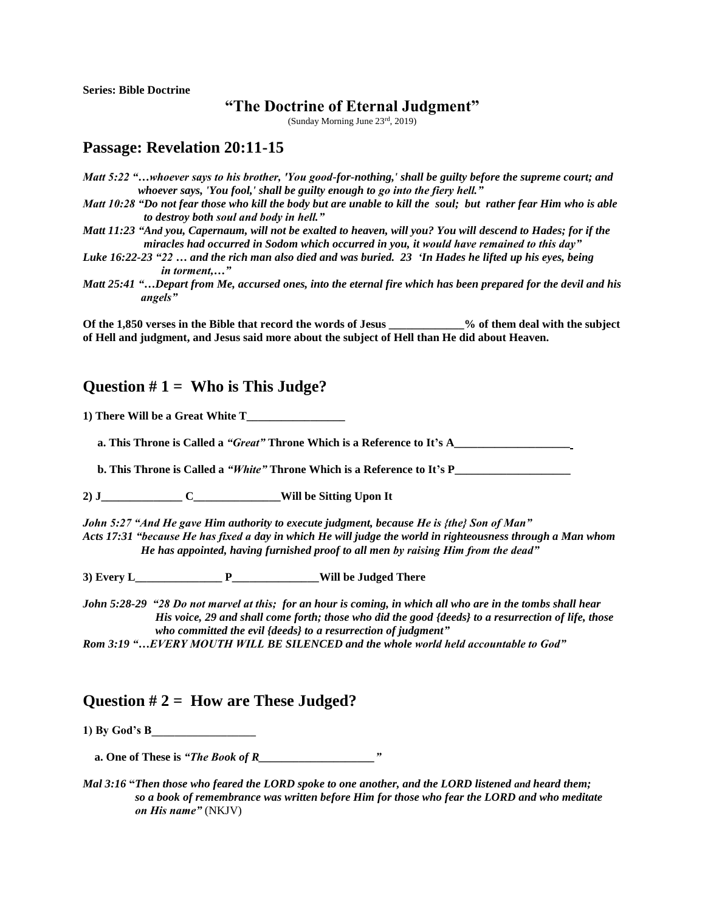**Series: Bible Doctrine**

# "The Doctrine of Eternal Judgment"

(Sunday Morning June 23rd, 2019)

## Passage: Revelation 20:11-15

*Matt 5:22 "…whoever says to his brother, 'You good-for-nothing,' shall be guilty before the supreme court; and whoever says, 'You fool,' shall be guilty enough to go into the fiery hell."*

*Matt 10:28 "Do not fear those who kill the body but are unable to kill the soul; but rather fear Him who is able to destroy both soul and body in hell."*

*Matt 11:23 "And you, Capernaum, will not be exalted to heaven, will you? You will descend to Hades; for if the miracles had occurred in Sodom which occurred in you, it would have remained to this day"*

*Luke 16:22-23 "22 … and the rich man also died and was buried. 23 'In Hades he lifted up his eyes, being in torment,…"*

*Matt 25:41 "…Depart from Me, accursed ones, into the eternal fire which has been prepared for the devil and his angels"*

**Of the 1,850 verses in the Bible that record the words of Jesus _____________% of them deal with the subject of Hell and judgment, and Jesus said more about the subject of Hell than He did about Heaven.**

## Question # 1 = Who is This Judge?

**1) There Will be a Great White T_________________**

**a. This Throne is Called a *"Great"* Throne Which is a Reference to It's A____________________**

**b. This Throne is Called a *"White"* Throne Which is a Reference to It's P____________________**

**2) J______________ C_______________Will be Sitting Upon It**

*John 5:27 "And He gave Him authority to execute judgment, because He is {the} Son of Man"*

*Acts 17:31 "because He has fixed a day in which He will judge the world in righteousness through a Man whom He has appointed, having furnished proof to all men by raising Him from the dead"*

**3) Every L_______________ P_______________Will be Judged There**

*John 5:28-29 "28 Do not marvel at this; for an hour is coming, in which all who are in the tombs shall hear His voice, 29 and shall come forth; those who did the good {deeds} to a resurrection of life, those who committed the evil {deeds} to a resurrection of judgment"*

*Rom 3:19 "…EVERY MOUTH WILL BE SILENCED and the whole world held accountable to God"*

## Question # 2 = How are These Judged?

**1) By God's B__________________**

**a. One of These is *"The Book of R____________________"***

*Mal 3:16 "Then those who feared the LORD spoke to one another, and the LORD listened and heard them; so a book of remembrance was written before Him for those who fear the LORD and who meditate on His name"* (NKJV)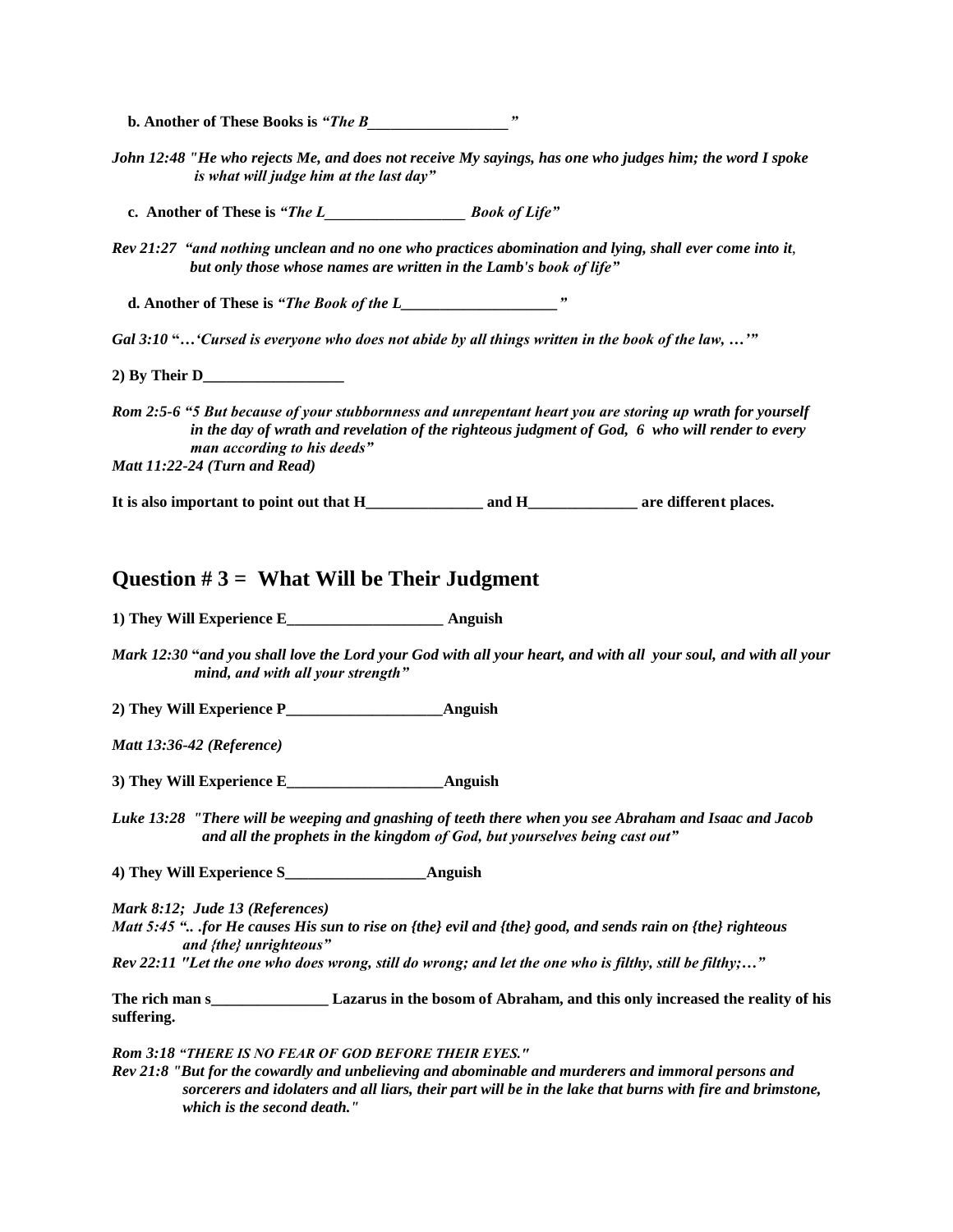**b. Another of These Books is *"The B__________________"***

*John 12:48 "He who rejects Me, and does not receive My sayings, has one who judges him; the word I spoke is what will judge him at the last day"*

**c. Another of These is *"The L__________________ Book of Life"***

*Rev 21:27 "and nothing unclean and no one who practices abomination and lying, shall ever come into it, but only those whose names are written in the Lamb's book of life"*

**d. Another of These is *"The Book of the L____________________"***

*Gal 3:10* **"…*'Cursed is everyone who does not abide by all things written in the book of the law, …'*"**

**2) By Their D__________________**

*Rom 2:5-6 "5 But because of your stubbornness and unrepentant heart you are storing up wrath for yourself in the day of wrath and revelation of the righteous judgment of God, 6 who will render to every man according to his deeds"*
*Matt 11:22-24 (Turn and Read)*

**It is also important to point out that H_______________ and H______________ are different places.**

## Question # 3 = What Will be Their Judgment

**1) They Will Experience E____________________ Anguish**

*Mark 12:30* **"*and you shall love the Lord your God with all your heart, and with all your soul, and with all your mind, and with all your strength"***

**2) They Will Experience P____________________Anguish**

*Matt 13:36-42 (Reference)*

**3) They Will Experience E____________________Anguish**

*Luke 13:28 "There will be weeping and gnashing of teeth there when you see Abraham and Isaac and Jacob and all the prophets in the kingdom of God, but yourselves being cast out"*

**4) They Will Experience S__________________Anguish**

*Mark 8:12; Jude 13 (References)*
*Matt 5:45 ".. .for He causes His sun to rise on {the} evil and {the} good, and sends rain on {the} righteous and {the} unrighteous"*
*Rev 22:11 "Let the one who does wrong, still do wrong; and let the one who is filthy, still be filthy;…"*

**The rich man s_______________ Lazarus in the bosom of Abraham, and this only increased the reality of his suffering.**

*Rom 3:18 "THERE IS NO FEAR OF GOD BEFORE THEIR EYES."*
*Rev 21:8 "But for the cowardly and unbelieving and abominable and murderers and immoral persons and sorcerers and idolaters and all liars, their part will be in the lake that burns with fire and brimstone, which is the second death."*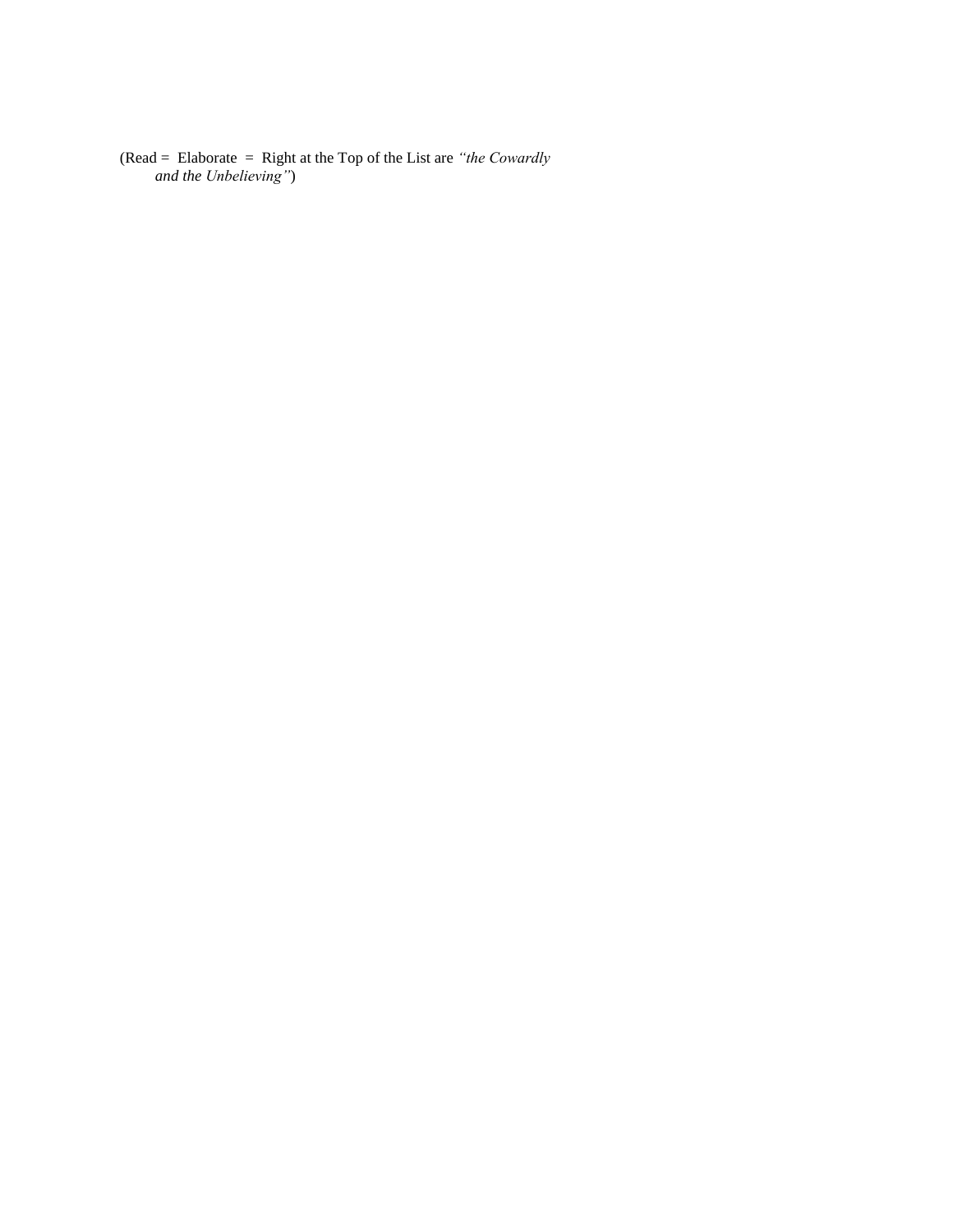(Read = Elaborate = Right at the Top of the List are *"the Cowardly and the Unbelieving"*)